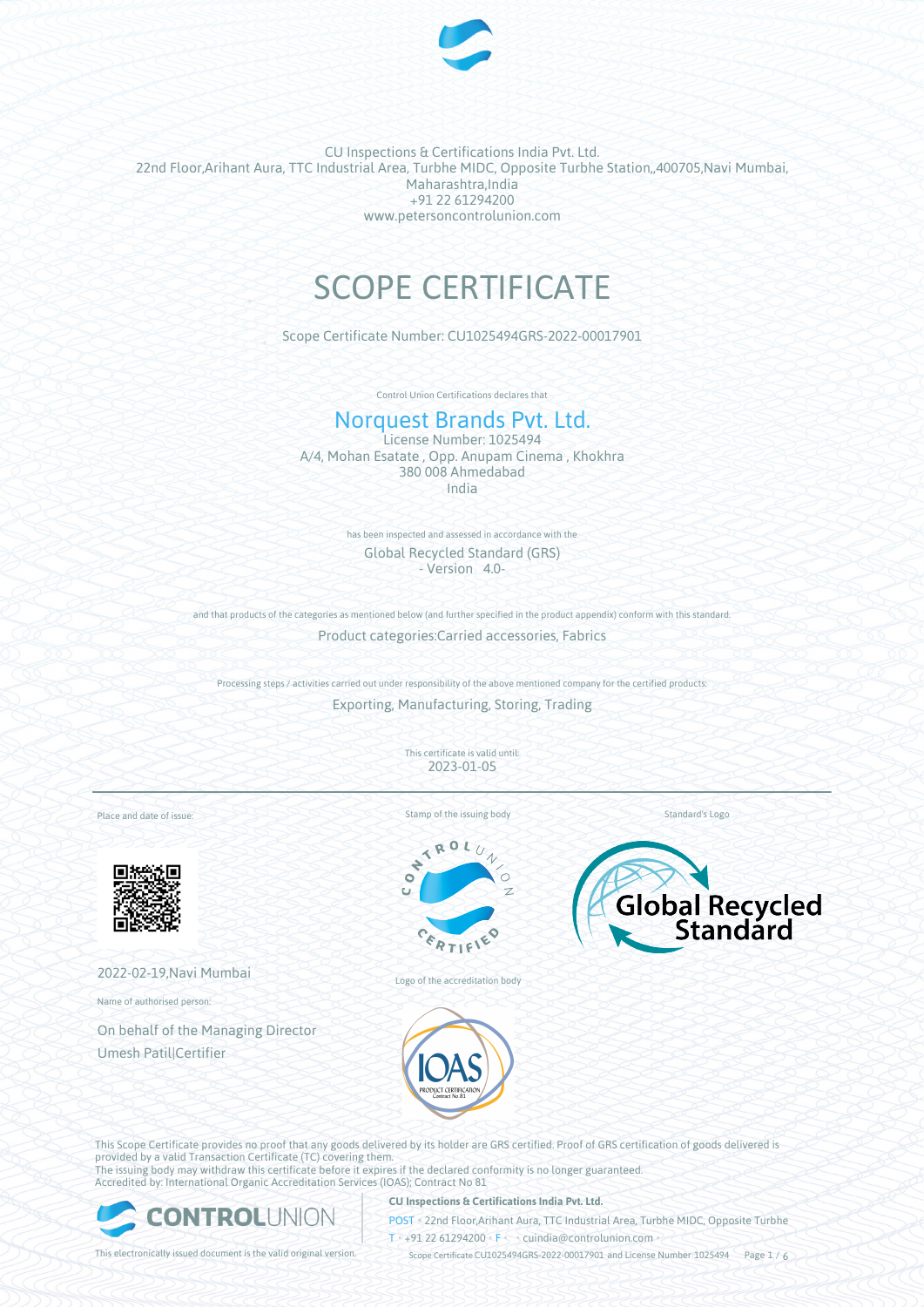CU Inspections & Certifications India Pvt. Ltd.
22nd Floor,Arihant Aura, TTC Industrial Area, Turbhe MIDC, Opposite Turbhe Station,,400705,Navi Mumbai, Maharashtra,India
+91 22 61294200
www.petersoncontrolunion.com

# SCOPE CERTIFICATE

Scope Certificate Number: CU1025494GRS-2022-00017901

Control Union Certifications declares that

## Norquest Brands Pvt. Ltd.

License Number: 1025494
A/4, Mohan Esatate , Opp. Anupam Cinema , Khokhra
380 008 Ahmedabad
India

has been inspected and assessed in accordance with the

Global Recycled Standard (GRS)
- Version 4.0-

and that products of the categories as mentioned below (and further specified in the product appendix) conform with this standard.

Product categories:Carried accessories, Fabrics

Processing steps / activities carried out under responsibility of the above mentioned company for the certified products:

Exporting, Manufacturing, Storing, Trading

This certificate is valid until:
2023-01-05

Place and date of issue:

2022-02-19,Navi Mumbai

Name of authorised person:

On behalf of the Managing Director
Umesh Patil|Certifier

Stamp of the issuing body

Logo of the accreditation body

Standard's Logo

This Scope Certificate provides no proof that any goods delivered by its holder are GRS certified. Proof of GRS certification of goods delivered is provided by a valid Transaction Certificate (TC) covering them.
The issuing body may withdraw this certificate before it expires if the declared conformity is no longer guaranteed.
Accredited by: International Organic Accreditation Services (IOAS); Contract No 81

This electronically issued document is the valid original version.

**CU Inspections & Certifications India Pvt. Ltd.**
POST • 22nd Floor,Arihant Aura, TTC Industrial Area, Turbhe MIDC, Opposite Turbhe
T • +91 22 61294200 • F • • cuindia@controlunion.com •

Scope Certificate CU1025494GRS-2022-00017901 and License Number 1025494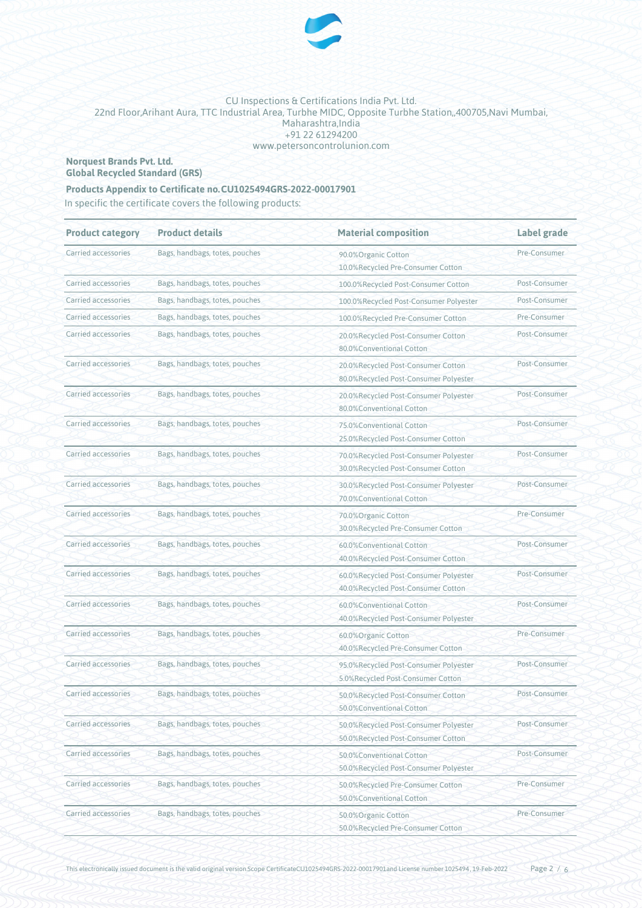CU Inspections & Certifications India Pvt. Ltd.
22nd Floor,Arihant Aura, TTC Industrial Area, Turbhe MIDC, Opposite Turbhe Station,,400705,Navi Mumbai, Maharashtra,India
+91 22 61294200
www.petersoncontrolunion.com

**Norquest Brands Pvt. Ltd.**
**Global Recycled Standard (GRS)**

**Products Appendix to Certificate no.CU1025494GRS-2022-00017901**

In specific the certificate covers the following products:

| Product category | Product details | Material composition | Label grade |
|---|---|---|---|
| Carried accessories | Bags, handbags, totes, pouches | 90.0%Organic Cotton<br>10.0%Recycled Pre-Consumer Cotton | Pre-Consumer |
| Carried accessories | Bags, handbags, totes, pouches | 100.0%Recycled Post-Consumer Cotton | Post-Consumer |
| Carried accessories | Bags, handbags, totes, pouches | 100.0%Recycled Post-Consumer Polyester | Post-Consumer |
| Carried accessories | Bags, handbags, totes, pouches | 100.0%Recycled Pre-Consumer Cotton | Pre-Consumer |
| Carried accessories | Bags, handbags, totes, pouches | 20.0%Recycled Post-Consumer Cotton<br>80.0%Conventional Cotton | Post-Consumer |
| Carried accessories | Bags, handbags, totes, pouches | 20.0%Recycled Post-Consumer Cotton<br>80.0%Recycled Post-Consumer Polyester | Post-Consumer |
| Carried accessories | Bags, handbags, totes, pouches | 20.0%Recycled Post-Consumer Polyester<br>80.0%Conventional Cotton | Post-Consumer |
| Carried accessories | Bags, handbags, totes, pouches | 75.0%Conventional Cotton<br>25.0%Recycled Post-Consumer Cotton | Post-Consumer |
| Carried accessories | Bags, handbags, totes, pouches | 70.0%Recycled Post-Consumer Polyester<br>30.0%Recycled Post-Consumer Cotton | Post-Consumer |
| Carried accessories | Bags, handbags, totes, pouches | 30.0%Recycled Post-Consumer Polyester<br>70.0%Conventional Cotton | Post-Consumer |
| Carried accessories | Bags, handbags, totes, pouches | 70.0%Organic Cotton<br>30.0%Recycled Pre-Consumer Cotton | Pre-Consumer |
| Carried accessories | Bags, handbags, totes, pouches | 60.0%Conventional Cotton<br>40.0%Recycled Post-Consumer Cotton | Post-Consumer |
| Carried accessories | Bags, handbags, totes, pouches | 60.0%Recycled Post-Consumer Polyester<br>40.0%Recycled Post-Consumer Cotton | Post-Consumer |
| Carried accessories | Bags, handbags, totes, pouches | 60.0%Conventional Cotton<br>40.0%Recycled Post-Consumer Polyester | Post-Consumer |
| Carried accessories | Bags, handbags, totes, pouches | 60.0%Organic Cotton<br>40.0%Recycled Pre-Consumer Cotton | Pre-Consumer |
| Carried accessories | Bags, handbags, totes, pouches | 95.0%Recycled Post-Consumer Polyester<br>5.0%Recycled Post-Consumer Cotton | Post-Consumer |
| Carried accessories | Bags, handbags, totes, pouches | 50.0%Recycled Post-Consumer Cotton<br>50.0%Conventional Cotton | Post-Consumer |
| Carried accessories | Bags, handbags, totes, pouches | 50.0%Recycled Post-Consumer Polyester<br>50.0%Recycled Post-Consumer Cotton | Post-Consumer |
| Carried accessories | Bags, handbags, totes, pouches | 50.0%Conventional Cotton<br>50.0%Recycled Post-Consumer Polyester | Post-Consumer |
| Carried accessories | Bags, handbags, totes, pouches | 50.0%Recycled Pre-Consumer Cotton<br>50.0%Conventional Cotton | Pre-Consumer |
| Carried accessories | Bags, handbags, totes, pouches | 50.0%Organic Cotton<br>50.0%Recycled Pre-Consumer Cotton | Pre-Consumer |

This electronically issued document is the valid original version.Scope CertificateCU1025494GRS-2022-00017901and License number 1025494, 19-Feb-2022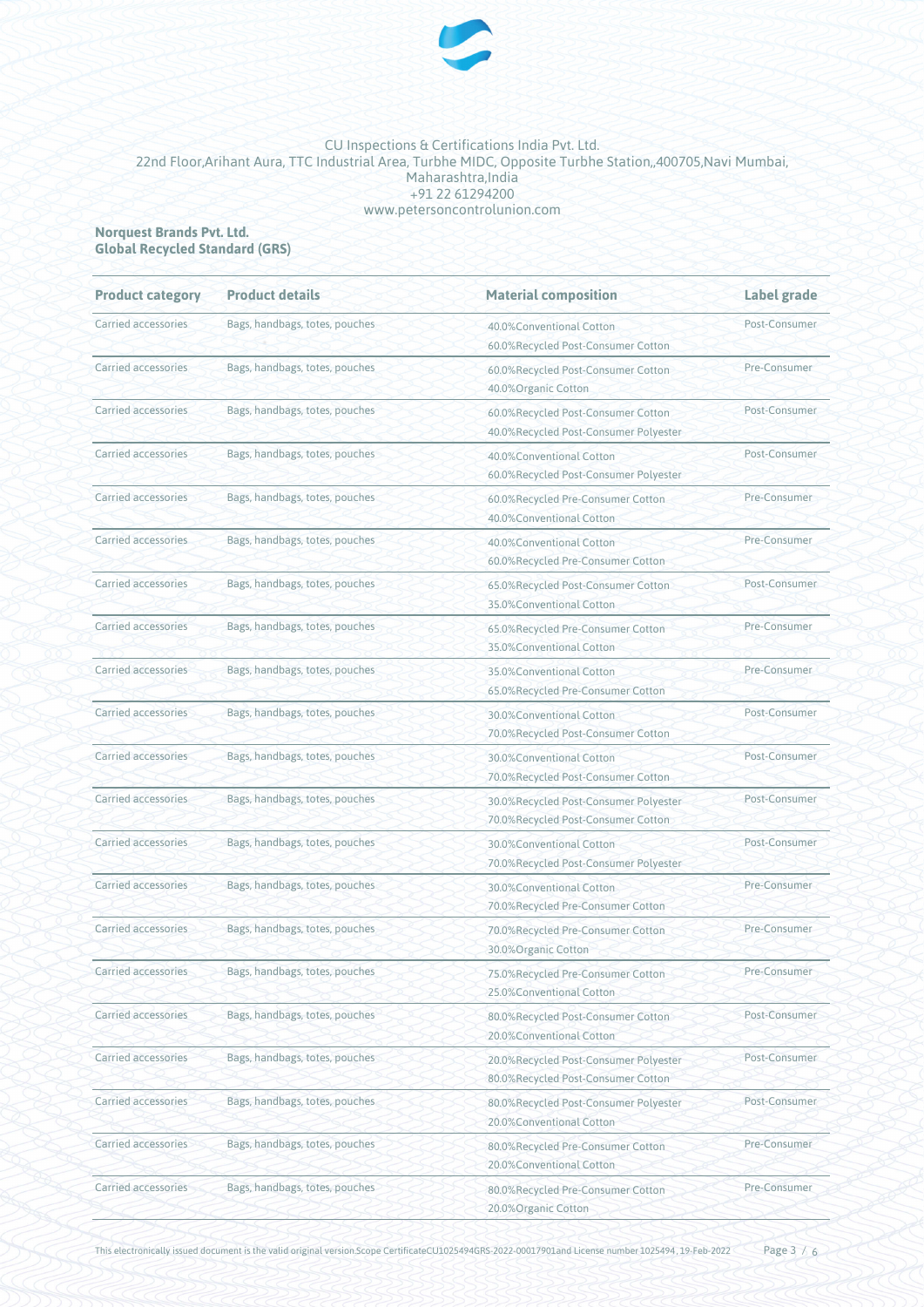CU Inspections & Certifications India Pvt. Ltd.
22nd Floor,Arihant Aura, TTC Industrial Area, Turbhe MIDC, Opposite Turbhe Station,,400705,Navi Mumbai, Maharashtra,India
+91 22 61294200
www.petersoncontrolunion.com

**Norquest Brands Pvt. Ltd.**
**Global Recycled Standard (GRS)**

| Product category | Product details | Material composition | Label grade |
|---|---|---|---|
| Carried accessories | Bags, handbags, totes, pouches | 40.0%Conventional Cotton<br>60.0%Recycled Post-Consumer Cotton | Post-Consumer |
| Carried accessories | Bags, handbags, totes, pouches | 60.0%Recycled Post-Consumer Cotton<br>40.0%Organic Cotton | Pre-Consumer |
| Carried accessories | Bags, handbags, totes, pouches | 60.0%Recycled Post-Consumer Cotton<br>40.0%Recycled Post-Consumer Polyester | Post-Consumer |
| Carried accessories | Bags, handbags, totes, pouches | 40.0%Conventional Cotton<br>60.0%Recycled Post-Consumer Polyester | Post-Consumer |
| Carried accessories | Bags, handbags, totes, pouches | 60.0%Recycled Pre-Consumer Cotton<br>40.0%Conventional Cotton | Pre-Consumer |
| Carried accessories | Bags, handbags, totes, pouches | 40.0%Conventional Cotton<br>60.0%Recycled Pre-Consumer Cotton | Pre-Consumer |
| Carried accessories | Bags, handbags, totes, pouches | 65.0%Recycled Post-Consumer Cotton<br>35.0%Conventional Cotton | Post-Consumer |
| Carried accessories | Bags, handbags, totes, pouches | 65.0%Recycled Pre-Consumer Cotton<br>35.0%Conventional Cotton | Pre-Consumer |
| Carried accessories | Bags, handbags, totes, pouches | 35.0%Conventional Cotton<br>65.0%Recycled Pre-Consumer Cotton | Pre-Consumer |
| Carried accessories | Bags, handbags, totes, pouches | 30.0%Conventional Cotton<br>70.0%Recycled Post-Consumer Cotton | Post-Consumer |
| Carried accessories | Bags, handbags, totes, pouches | 30.0%Conventional Cotton<br>70.0%Recycled Post-Consumer Cotton | Post-Consumer |
| Carried accessories | Bags, handbags, totes, pouches | 30.0%Recycled Post-Consumer Polyester<br>70.0%Recycled Post-Consumer Cotton | Post-Consumer |
| Carried accessories | Bags, handbags, totes, pouches | 30.0%Conventional Cotton<br>70.0%Recycled Post-Consumer Polyester | Post-Consumer |
| Carried accessories | Bags, handbags, totes, pouches | 30.0%Conventional Cotton<br>70.0%Recycled Pre-Consumer Cotton | Pre-Consumer |
| Carried accessories | Bags, handbags, totes, pouches | 70.0%Recycled Pre-Consumer Cotton<br>30.0%Organic Cotton | Pre-Consumer |
| Carried accessories | Bags, handbags, totes, pouches | 75.0%Recycled Pre-Consumer Cotton<br>25.0%Conventional Cotton | Pre-Consumer |
| Carried accessories | Bags, handbags, totes, pouches | 80.0%Recycled Post-Consumer Cotton<br>20.0%Conventional Cotton | Post-Consumer |
| Carried accessories | Bags, handbags, totes, pouches | 20.0%Recycled Post-Consumer Polyester<br>80.0%Recycled Post-Consumer Cotton | Post-Consumer |
| Carried accessories | Bags, handbags, totes, pouches | 80.0%Recycled Post-Consumer Polyester<br>20.0%Conventional Cotton | Post-Consumer |
| Carried accessories | Bags, handbags, totes, pouches | 80.0%Recycled Pre-Consumer Cotton<br>20.0%Conventional Cotton | Pre-Consumer |
| Carried accessories | Bags, handbags, totes, pouches | 80.0%Recycled Pre-Consumer Cotton<br>20.0%Organic Cotton | Pre-Consumer |

This electronically issued document is the valid original version.Scope CertificateCU1025494GRS-2022-00017901and License number 1025494, 19-Feb-2022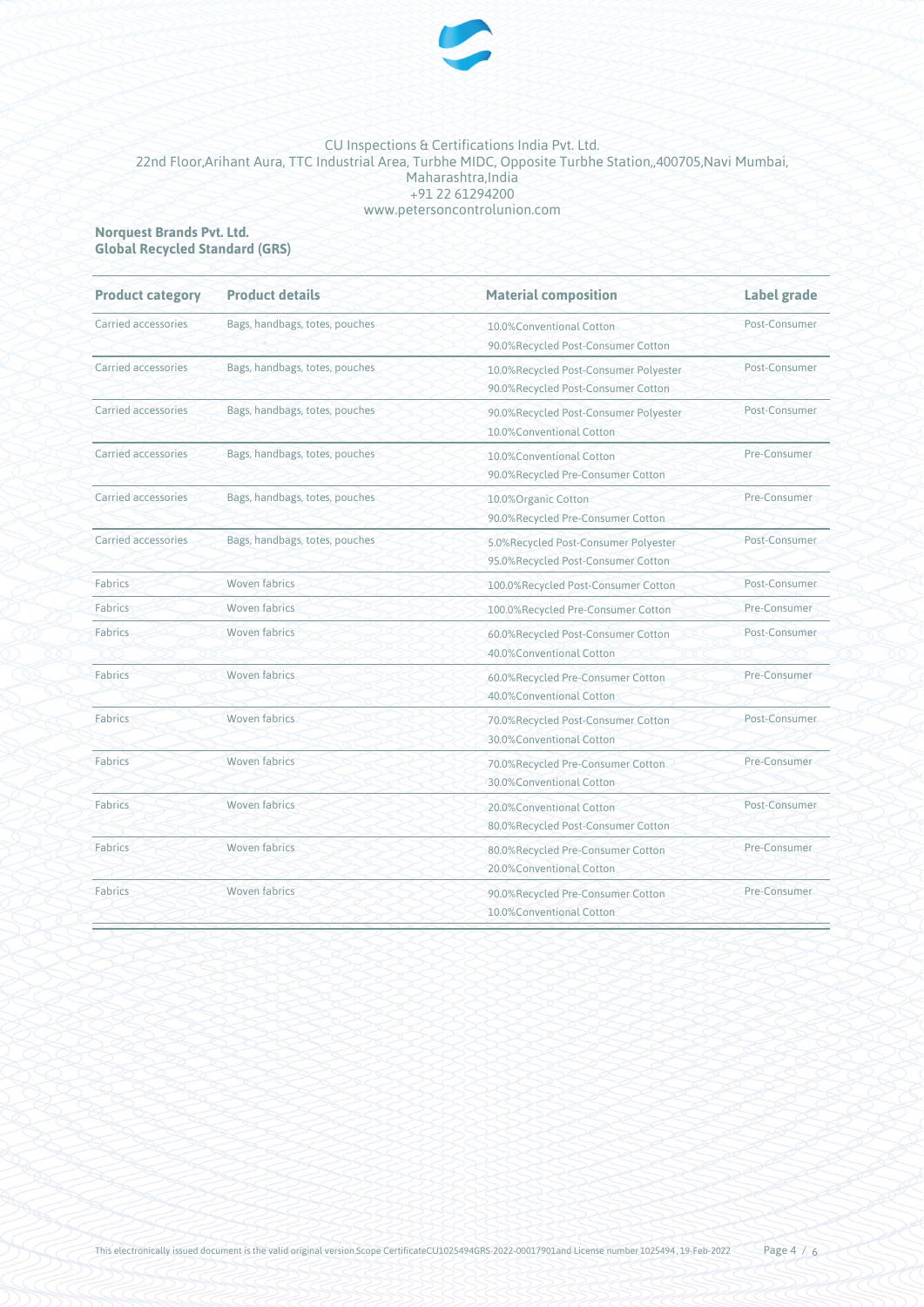CU Inspections & Certifications India Pvt. Ltd.
22nd Floor,Arihant Aura, TTC Industrial Area, Turbhe MIDC, Opposite Turbhe Station,,400705,Navi Mumbai, Maharashtra,India
+91 22 61294200
www.petersoncontrolunion.com

**Norquest Brands Pvt. Ltd.**
**Global Recycled Standard (GRS)**

| Product category | Product details | Material composition | Label grade |
|---|---|---|---|
| Carried accessories | Bags, handbags, totes, pouches | 10.0%Conventional Cotton<br>90.0%Recycled Post-Consumer Cotton | Post-Consumer |
| Carried accessories | Bags, handbags, totes, pouches | 10.0%Recycled Post-Consumer Polyester<br>90.0%Recycled Post-Consumer Cotton | Post-Consumer |
| Carried accessories | Bags, handbags, totes, pouches | 90.0%Recycled Post-Consumer Polyester<br>10.0%Conventional Cotton | Post-Consumer |
| Carried accessories | Bags, handbags, totes, pouches | 10.0%Conventional Cotton<br>90.0%Recycled Pre-Consumer Cotton | Pre-Consumer |
| Carried accessories | Bags, handbags, totes, pouches | 10.0%Organic Cotton<br>90.0%Recycled Pre-Consumer Cotton | Pre-Consumer |
| Carried accessories | Bags, handbags, totes, pouches | 5.0%Recycled Post-Consumer Polyester<br>95.0%Recycled Post-Consumer Cotton | Post-Consumer |
| Fabrics | Woven fabrics | 100.0%Recycled Post-Consumer Cotton | Post-Consumer |
| Fabrics | Woven fabrics | 100.0%Recycled Pre-Consumer Cotton | Pre-Consumer |
| Fabrics | Woven fabrics | 60.0%Recycled Post-Consumer Cotton<br>40.0%Conventional Cotton | Post-Consumer |
| Fabrics | Woven fabrics | 60.0%Recycled Pre-Consumer Cotton<br>40.0%Conventional Cotton | Pre-Consumer |
| Fabrics | Woven fabrics | 70.0%Recycled Post-Consumer Cotton<br>30.0%Conventional Cotton | Post-Consumer |
| Fabrics | Woven fabrics | 70.0%Recycled Pre-Consumer Cotton<br>30.0%Conventional Cotton | Pre-Consumer |
| Fabrics | Woven fabrics | 20.0%Conventional Cotton<br>80.0%Recycled Post-Consumer Cotton | Post-Consumer |
| Fabrics | Woven fabrics | 80.0%Recycled Pre-Consumer Cotton<br>20.0%Conventional Cotton | Pre-Consumer |
| Fabrics | Woven fabrics | 90.0%Recycled Pre-Consumer Cotton<br>10.0%Conventional Cotton | Pre-Consumer |

This electronically issued document is the valid original version.Scope CertificateCU1025494GRS-2022-00017901and License number 1025494, 19-Feb-2022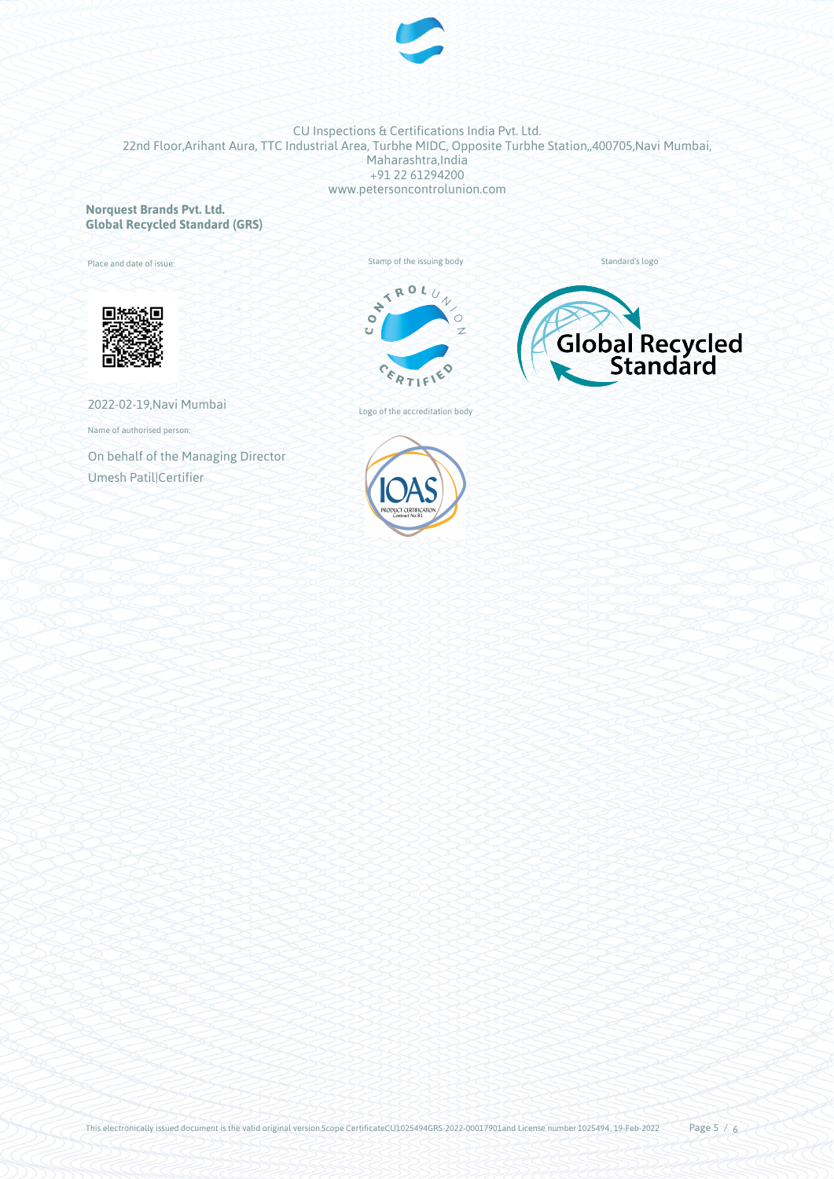CU Inspections & Certifications India Pvt. Ltd.
22nd Floor,Arihant Aura, TTC Industrial Area, Turbhe MIDC, Opposite Turbhe Station,,400705,Navi Mumbai, Maharashtra,India
+91 22 61294200
www.petersoncontrolunion.com

**Norquest Brands Pvt. Ltd.**
**Global Recycled Standard (GRS)**

Place and date of issue:

2022-02-19,Navi Mumbai

Name of authorised person:

On behalf of the Managing Director
Umesh Patil|Certifier

Stamp of the issuing body

Logo of the accreditation body

Standard's logo

This electronically issued document is the valid original version.Scope CertificateCU1025494GRS-2022-00017901and License number 1025494, 19-Feb-2022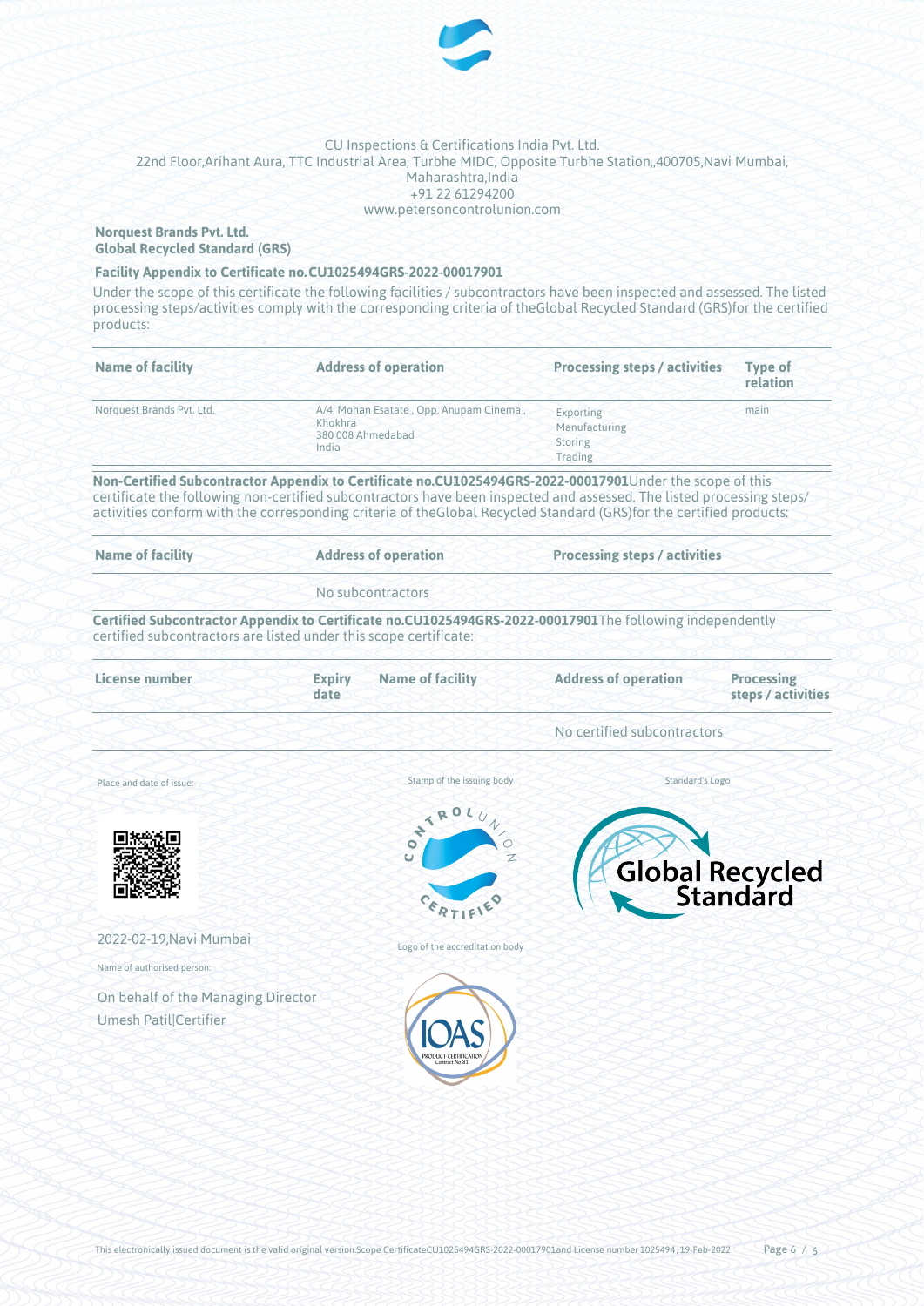CU Inspections & Certifications India Pvt. Ltd.
22nd Floor,Arihant Aura, TTC Industrial Area, Turbhe MIDC, Opposite Turbhe Station,,400705,Navi Mumbai, Maharashtra,India
+91 22 61294200
www.petersoncontrolunion.com

**Norquest Brands Pvt. Ltd.**
**Global Recycled Standard (GRS)**

**Facility Appendix to Certificate no. CU1025494GRS-2022-00017901**

Under the scope of this certificate the following facilities / subcontractors have been inspected and assessed. The listed processing steps/activities comply with the corresponding criteria of theGlobal Recycled Standard (GRS)for the certified products:

| Name of facility | Address of operation | Processing steps / activities | Type of relation |
|---|---|---|---|
| Norquest Brands Pvt. Ltd. | A/4, Mohan Esatate , Opp. Anupam Cinema , Khokhra 380 008 Ahmedabad India | Exporting Manufacturing Storing Trading | main |

**Non-Certified Subcontractor Appendix to Certificate no.CU1025494GRS-2022-00017901**Under the scope of this certificate the following non-certified subcontractors have been inspected and assessed. The listed processing steps/ activities conform with the corresponding criteria of theGlobal Recycled Standard (GRS)for the certified products:

| Name of facility | Address of operation | Processing steps / activities |
|---|---|---|
| | No subcontractors | |

**Certified Subcontractor Appendix to Certificate no.CU1025494GRS-2022-00017901**The following independently certified subcontractors are listed under this scope certificate:

| License number | Expiry date | Name of facility | Address of operation | Processing steps / activities |
|---|---|---|---|---|
| | | | No certified subcontractors | |

Place and date of issue:

2022-02-19,Navi Mumbai

Stamp of the issuing body

Standard's Logo

Logo of the accreditation body

Name of authorised person:

On behalf of the Managing Director
Umesh Patil|Certifier

This electronically issued document is the valid original version.Scope CertificateCU1025494GRS-2022-00017901and License number 1025494, 19-Feb-2022